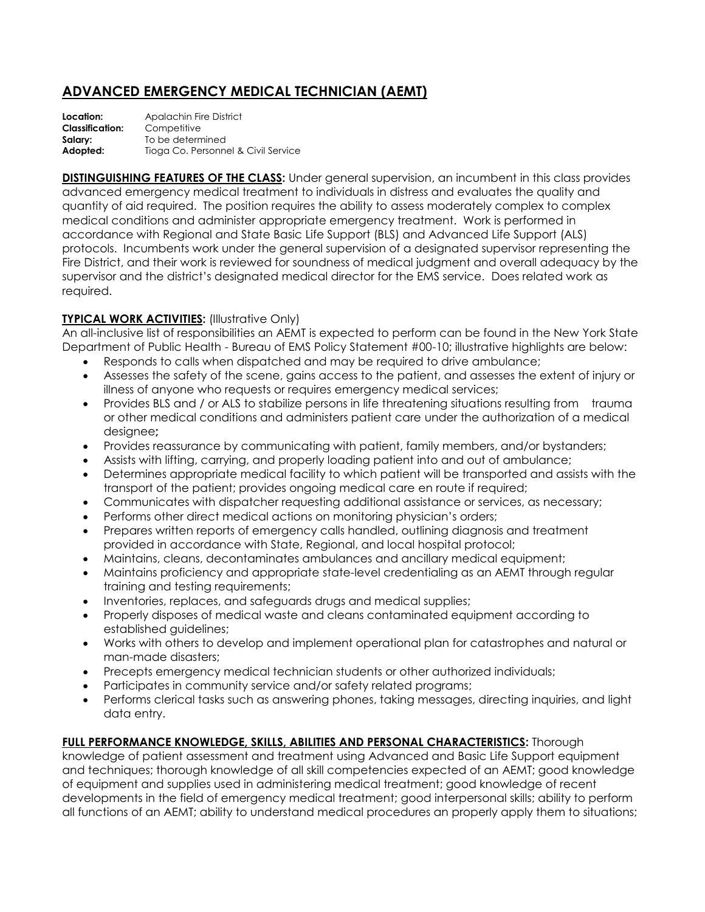# ADVANCED EMERGENCY MEDICAL TECHNICIAN (AEMT)

**Location:** Apalachin Fire District
**Classification:** Competitive
**Salary:** To be determined
**Adopted:** Tioga Co. Personnel & Civil Service

**DISTINGUISHING FEATURES OF THE CLASS:** Under general supervision, an incumbent in this class provides advanced emergency medical treatment to individuals in distress and evaluates the quality and quantity of aid required. The position requires the ability to assess moderately complex to complex medical conditions and administer appropriate emergency treatment. Work is performed in accordance with Regional and State Basic Life Support (BLS) and Advanced Life Support (ALS) protocols. Incumbents work under the general supervision of a designated supervisor representing the Fire District, and their work is reviewed for soundness of medical judgment and overall adequacy by the supervisor and the district's designated medical director for the EMS service. Does related work as required.

**TYPICAL WORK ACTIVITIES:** (Illustrative Only)
An all-inclusive list of responsibilities an AEMT is expected to perform can be found in the New York State Department of Public Health - Bureau of EMS Policy Statement #00-10; illustrative highlights are below:

- Responds to calls when dispatched and may be required to drive ambulance;
- Assesses the safety of the scene, gains access to the patient, and assesses the extent of injury or illness of anyone who requests or requires emergency medical services;
- Provides BLS and / or ALS to stabilize persons in life threatening situations resulting from trauma or other medical conditions and administers patient care under the authorization of a medical designee**;**
- Provides reassurance by communicating with patient, family members, and/or bystanders;
- Assists with lifting, carrying, and properly loading patient into and out of ambulance;
- Determines appropriate medical facility to which patient will be transported and assists with the transport of the patient; provides ongoing medical care en route if required;
- Communicates with dispatcher requesting additional assistance or services, as necessary;
- Performs other direct medical actions on monitoring physician's orders;
- Prepares written reports of emergency calls handled, outlining diagnosis and treatment provided in accordance with State, Regional, and local hospital protocol;
- Maintains, cleans, decontaminates ambulances and ancillary medical equipment;
- Maintains proficiency and appropriate state-level credentialing as an AEMT through regular training and testing requirements;
- Inventories, replaces, and safeguards drugs and medical supplies;
- Properly disposes of medical waste and cleans contaminated equipment according to established guidelines;
- Works with others to develop and implement operational plan for catastrophes and natural or man-made disasters;
- Precepts emergency medical technician students or other authorized individuals;
- Participates in community service and/or safety related programs;
- Performs clerical tasks such as answering phones, taking messages, directing inquiries, and light data entry.

**FULL PERFORMANCE KNOWLEDGE, SKILLS, ABILITIES AND PERSONAL CHARACTERISTICS:** Thorough knowledge of patient assessment and treatment using Advanced and Basic Life Support equipment and techniques; thorough knowledge of all skill competencies expected of an AEMT; good knowledge of equipment and supplies used in administering medical treatment; good knowledge of recent developments in the field of emergency medical treatment; good interpersonal skills; ability to perform all functions of an AEMT; ability to understand medical procedures an properly apply them to situations;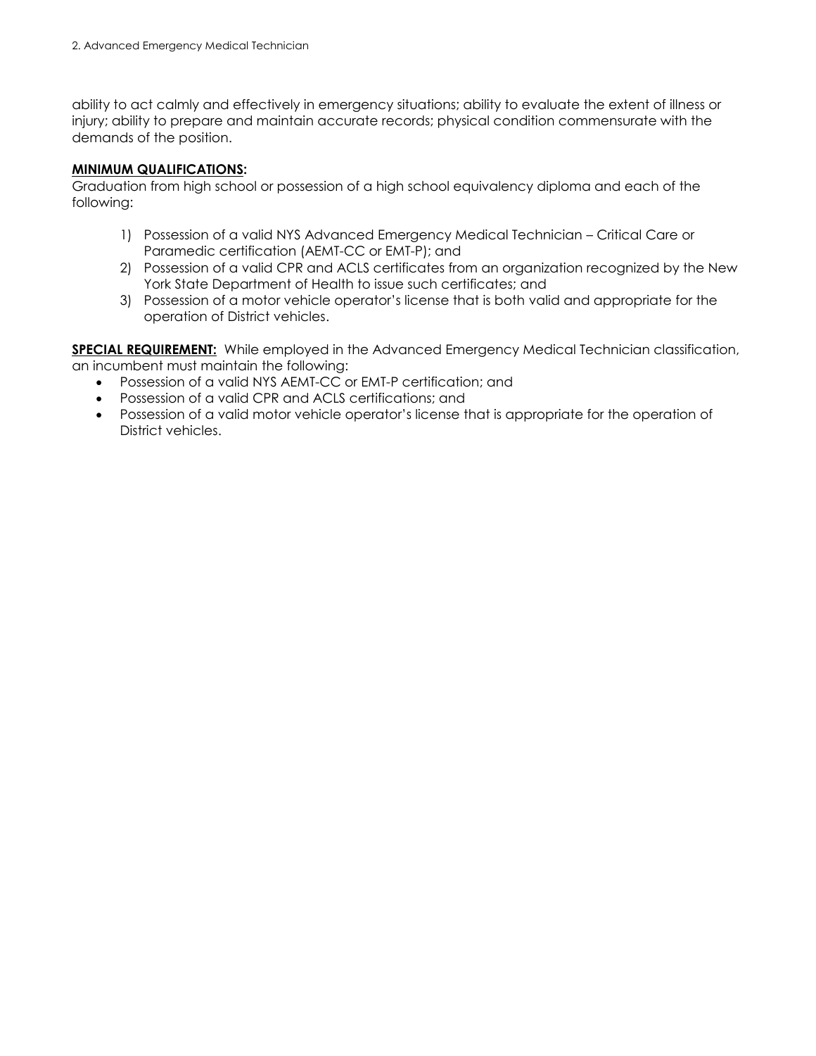ability to act calmly and effectively in emergency situations; ability to evaluate the extent of illness or injury; ability to prepare and maintain accurate records; physical condition commensurate with the demands of the position.

**MINIMUM QUALIFICATIONS:**
Graduation from high school or possession of a high school equivalency diploma and each of the following:

1) Possession of a valid NYS Advanced Emergency Medical Technician – Critical Care or Paramedic certification (AEMT-CC or EMT-P); and
2) Possession of a valid CPR and ACLS certificates from an organization recognized by the New York State Department of Health to issue such certificates; and
3) Possession of a motor vehicle operator's license that is both valid and appropriate for the operation of District vehicles.

**SPECIAL REQUIREMENT:** While employed in the Advanced Emergency Medical Technician classification, an incumbent must maintain the following:

- Possession of a valid NYS AEMT-CC or EMT-P certification; and
- Possession of a valid CPR and ACLS certifications; and
- Possession of a valid motor vehicle operator's license that is appropriate for the operation of District vehicles.